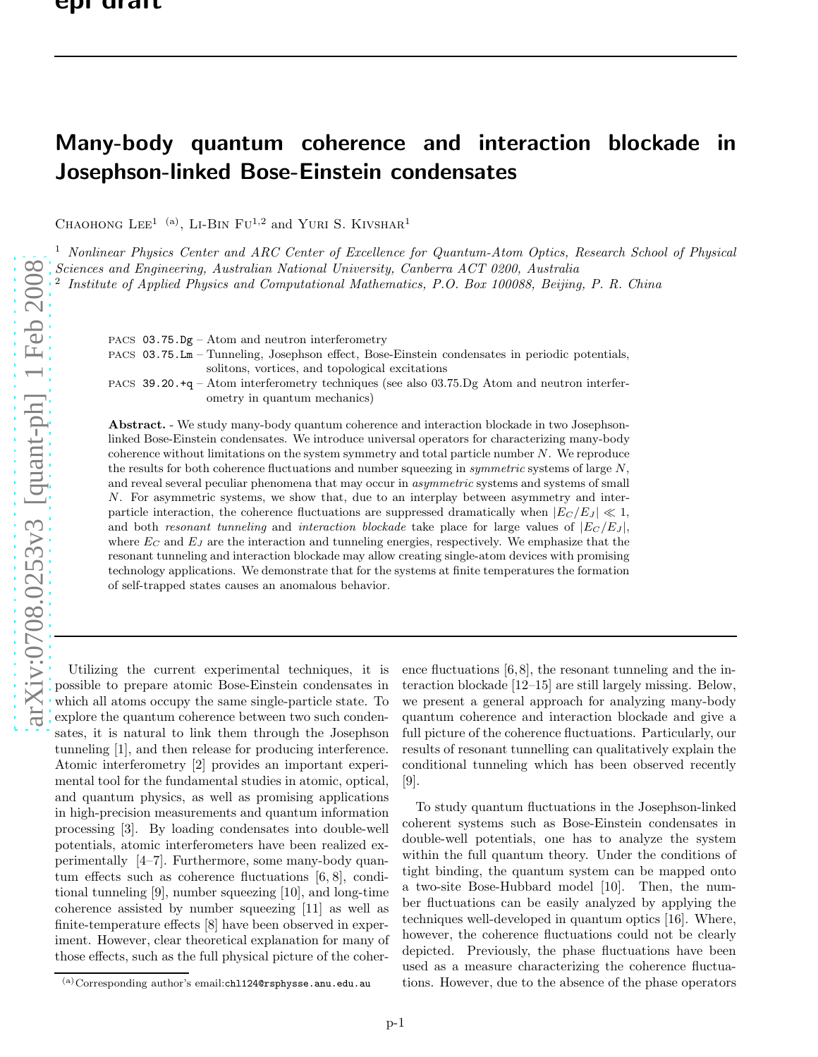# Many-body quantum coherence and interaction blockade in Josephson-linked Bose-Einstein condensates

Chaohong Lee[1] [(a)], Li-Bin Fu[1,2] and Yuri S. Kivshar[1]

[1] *Nonlinear Physics Center and ARC Center of Excellence for Quantum-Atom Optics, Research School of Physical Sciences and Engineering, Australian National University, Canberra ACT 0200, Australia*
[2] *Institute of Applied Physics and Computational Mathematics, P.O. Box 100088, Beijing, P. R. China*

PACS 03.75.Dg – Atom and neutron interferometry
PACS 03.75.Lm – Tunneling, Josephson effect, Bose-Einstein condensates in periodic potentials, solitons, vortices, and topological excitations
PACS 39.20.+q – Atom interferometry techniques (see also 03.75.Dg Atom and neutron interferometry in quantum mechanics)

**Abstract.** - We study many-body quantum coherence and interaction blockade in two Josephson-linked Bose-Einstein condensates. We introduce universal operators for characterizing many-body coherence without limitations on the system symmetry and total particle number $N$. We reproduce the results for both coherence fluctuations and number squeezing in *symmetric* systems of large $N$, and reveal several peculiar phenomena that may occur in *asymmetric* systems and systems of small $N$. For asymmetric systems, we show that, due to an interplay between asymmetry and inter-particle interaction, the coherence fluctuations are suppressed dramatically when $|E_C/E_J| \ll 1$, and both *resonant tunneling* and *interaction blockade* take place for large values of $|E_C/E_J|$, where $E_C$ and $E_J$ are the interaction and tunneling energies, respectively. We emphasize that the resonant tunneling and interaction blockade may allow creating single-atom devices with promising technology applications. We demonstrate that for the systems at finite temperatures the formation of self-trapped states causes an anomalous behavior.

Utilizing the current experimental techniques, it is possible to prepare atomic Bose-Einstein condensates in which all atoms occupy the same single-particle state. To explore the quantum coherence between two such condensates, it is natural to link them through the Josephson tunneling [1], and then release for producing interference. Atomic interferometry [2] provides an important experimental tool for the fundamental studies in atomic, optical, and quantum physics, as well as promising applications in high-precision measurements and quantum information processing [3]. By loading condensates into double-well potentials, atomic interferometers have been realized experimentally [4–7]. Furthermore, some many-body quantum effects such as coherence fluctuations [6, 8], conditional tunneling [9], number squeezing [10], and long-time coherence assisted by number squeezing [11] as well as finite-temperature effects [8] have been observed in experiment. However, clear theoretical explanation for many of those effects, such as the full physical picture of the coherence fluctuations [6,8], the resonant tunneling and the interaction blockade [12–15] are still largely missing. Below, we present a general approach for analyzing many-body quantum coherence and interaction blockade and give a full picture of the coherence fluctuations. Particularly, our results of resonant tunnelling can qualitatively explain the conditional tunneling which has been observed recently [9].

To study quantum fluctuations in the Josephson-linked coherent systems such as Bose-Einstein condensates in double-well potentials, one has to analyze the system within the full quantum theory. Under the conditions of tight binding, the quantum system can be mapped onto a two-site Bose-Hubbard model [10]. Then, the number fluctuations can be easily analyzed by applying the techniques well-developed in quantum optics [16]. Where, however, the coherence fluctuations could not be clearly depicted. Previously, the phase fluctuations have been used as a measure characterizing the coherence fluctuations. However, due to the absence of the phase operators

(a) Corresponding author's email: chl124@rsphysse.anu.edu.au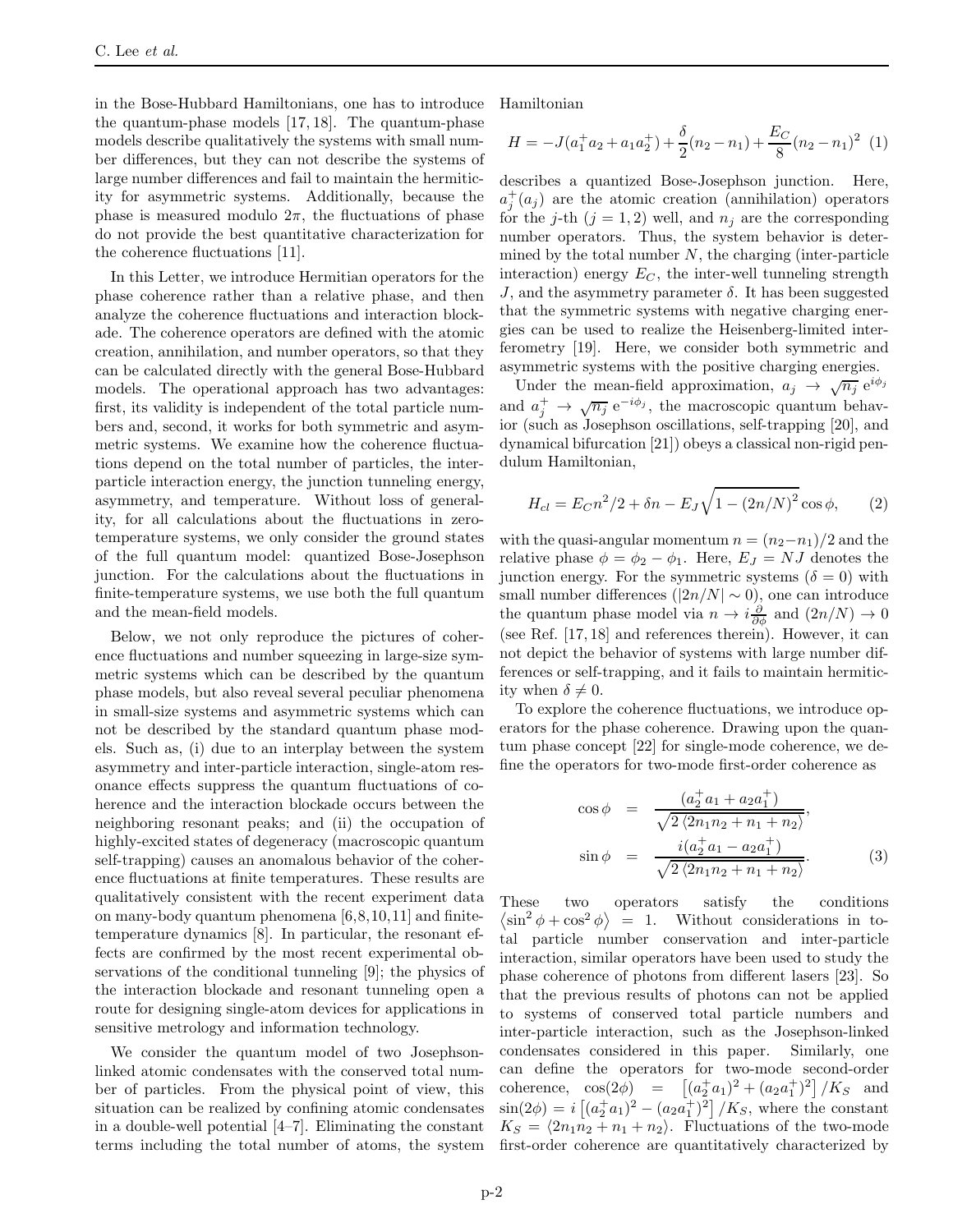in the Bose-Hubbard Hamiltonians, one has to introduce the quantum-phase models [17, 18]. The quantum-phase models describe qualitatively the systems with small number differences, but they can not describe the systems of large number differences and fail to maintain the hermiticity for asymmetric systems. Additionally, because the phase is measured modulo $2\pi$, the fluctuations of phase do not provide the best quantitative characterization for the coherence fluctuations [11].

In this Letter, we introduce Hermitian operators for the phase coherence rather than a relative phase, and then analyze the coherence fluctuations and interaction blockade. The coherence operators are defined with the atomic creation, annihilation, and number operators, so that they can be calculated directly with the general Bose-Hubbard models. The operational approach has two advantages: first, its validity is independent of the total particle numbers and, second, it works for both symmetric and asymmetric systems. We examine how the coherence fluctuations depend on the total number of particles, the inter-particle interaction energy, the junction tunneling energy, asymmetry, and temperature. Without loss of generality, for all calculations about the fluctuations in zero-temperature systems, we only consider the ground states of the full quantum model: quantized Bose-Josephson junction. For the calculations about the fluctuations in finite-temperature systems, we use both the full quantum and the mean-field models.

Below, we not only reproduce the pictures of coherence fluctuations and number squeezing in large-size symmetric systems which can be described by the quantum phase models, but also reveal several peculiar phenomena in small-size systems and asymmetric systems which can not be described by the standard quantum phase models. Such as, (i) due to an interplay between the system asymmetry and inter-particle interaction, single-atom resonance effects suppress the quantum fluctuations of coherence and the interaction blockade occurs between the neighboring resonant peaks; and (ii) the occupation of highly-excited states of degeneracy (macroscopic quantum self-trapping) causes an anomalous behavior of the coherence fluctuations at finite temperatures. These results are qualitatively consistent with the recent experiment data on many-body quantum phenomena [6,8,10,11] and finite-temperature dynamics [8]. In particular, the resonant effects are confirmed by the most recent experimental observations of the conditional tunneling [9]; the physics of the interaction blockade and resonant tunneling open a route for designing single-atom devices for applications in sensitive metrology and information technology.

We consider the quantum model of two Josephson-linked atomic condensates with the conserved total number of particles. From the physical point of view, this situation can be realized by confining atomic condensates in a double-well potential [4–7]. Eliminating the constant terms including the total number of atoms, the system Hamiltonian

$$H = -J(a_1^+ a_2 + a_1 a_2^+) + \frac{\delta}{2}(n_2 - n_1) + \frac{E_C}{8}(n_2 - n_1)^2 \quad (1)$$

describes a quantized Bose-Josephson junction. Here, $a_j^+ (a_j)$ are the atomic creation (annihilation) operators for the $j$-th ($j = 1, 2$) well, and $n_j$ are the corresponding number operators. Thus, the system behavior is determined by the total number $N$, the charging (inter-particle interaction) energy $E_C$, the inter-well tunneling strength $J$, and the asymmetry parameter $\delta$. It has been suggested that the symmetric systems with negative charging energies can be used to realize the Heisenberg-limited interferometry [19]. Here, we consider both symmetric and asymmetric systems with the positive charging energies.

Under the mean-field approximation, $a_j \rightarrow \sqrt{n_j}\, e^{i\phi_j}$ and $a_j^+ \rightarrow \sqrt{n_j}\, e^{-i\phi_j}$, the macroscopic quantum behavior (such as Josephson oscillations, self-trapping [20], and dynamical bifurcation [21]) obeys a classical non-rigid pendulum Hamiltonian,

$$H_{cl} = E_C n^2/2 + \delta n - E_J \sqrt{1 - (2n/N)^2} \cos\phi, \quad (2)$$

with the quasi-angular momentum $n = (n_2 - n_1)/2$ and the relative phase $\phi = \phi_2 - \phi_1$. Here, $E_J = NJ$ denotes the junction energy. For the symmetric systems ($\delta = 0$) with small number differences ($|2n/N| \sim 0$), one can introduce the quantum phase model via $n \rightarrow i\frac{\partial}{\partial\phi}$ and $(2n/N) \rightarrow 0$ (see Ref. [17, 18] and references therein). However, it can not depict the behavior of systems with large number differences or self-trapping, and it fails to maintain hermiticity when $\delta \neq 0$.

To explore the coherence fluctuations, we introduce operators for the phase coherence. Drawing upon the quantum phase concept [22] for single-mode coherence, we define the operators for two-mode first-order coherence as

$$\begin{aligned} \cos\phi &= \frac{(a_2^+ a_1 + a_2 a_1^+)}{\sqrt{2\,\langle 2n_1 n_2 + n_1 + n_2\rangle}}, \\ \sin\phi &= \frac{i(a_2^+ a_1 - a_2 a_1^+)}{\sqrt{2\,\langle 2n_1 n_2 + n_1 + n_2\rangle}}. \end{aligned} \quad (3)$$

These two operators satisfy the conditions $\langle \sin^2\phi + \cos^2\phi \rangle = 1$. Without considerations in total particle number conservation and inter-particle interaction, similar operators have been used to study the phase coherence of photons from different lasers [23]. So that the previous results of photons can not be applied to systems of conserved total particle numbers and inter-particle interaction, such as the Josephson-linked condensates considered in this paper. Similarly, one can define the operators for two-mode second-order coherence, $\cos(2\phi) = \left[(a_2^+ a_1)^2 + (a_2 a_1^+)^2\right]/K_S$ and $\sin(2\phi) = i\left[(a_2^+ a_1)^2 - (a_2 a_1^+)^2\right]/K_S$, where the constant $K_S = \langle 2n_1 n_2 + n_1 + n_2\rangle$. Fluctuations of the two-mode first-order coherence are quantitatively characterized by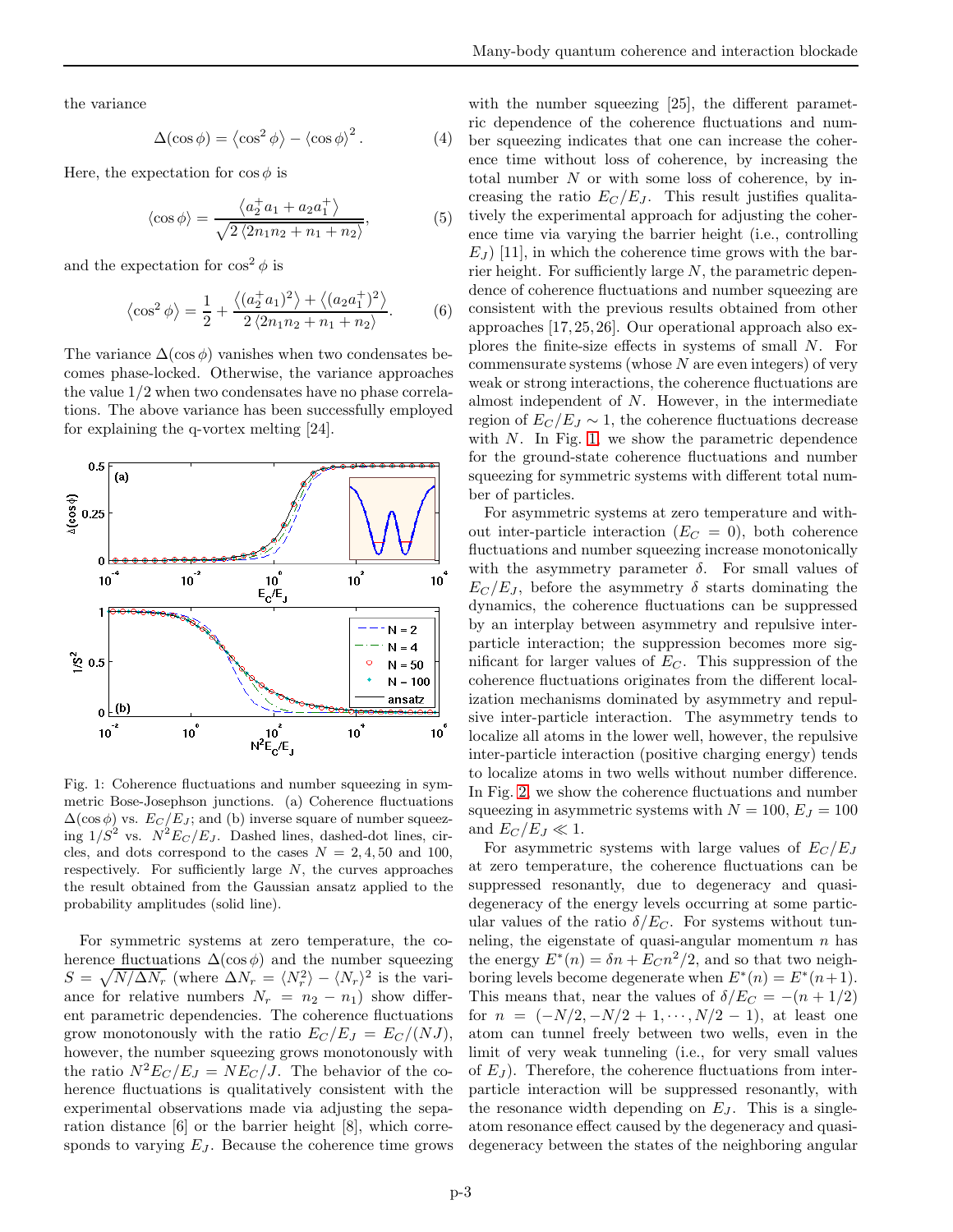the variance

$$\Delta(\cos\phi) = \left\langle \cos^2\phi \right\rangle - \left\langle \cos\phi \right\rangle^2. \tag{4}$$

Here, the expectation for $\cos\phi$ is

$$\left\langle \cos\phi \right\rangle = \frac{\left\langle a_2^+ a_1 + a_2 a_1^+ \right\rangle}{\sqrt{2\left\langle 2n_1 n_2 + n_1 + n_2 \right\rangle}}, \tag{5}$$

and the expectation for $\cos^2\phi$ is

$$\left\langle \cos^2\phi \right\rangle = \frac{1}{2} + \frac{\left\langle (a_2^+ a_1)^2 \right\rangle + \left\langle (a_2 a_1^+)^2 \right\rangle}{2\left\langle 2n_1 n_2 + n_1 + n_2 \right\rangle}. \tag{6}$$

The variance $\Delta(\cos\phi)$ vanishes when two condensates becomes phase-locked. Otherwise, the variance approaches the value 1/2 when two condensates have no phase correlations. The above variance has been successfully employed for explaining the q-vortex melting [24].

Fig. 1: Coherence fluctuations and number squeezing in symmetric Bose-Josephson junctions. (a) Coherence fluctuations $\Delta(\cos\phi)$ vs. $E_C/E_J$; and (b) inverse square of number squeezing $1/S^2$ vs. $N^2E_C/E_J$. Dashed lines, dashed-dot lines, circles, and dots correspond to the cases $N = 2, 4, 50$ and 100, respectively. For sufficiently large $N$, the curves approaches the result obtained from the Gaussian ansatz applied to the probability amplitudes (solid line).

For symmetric systems at zero temperature, the coherence fluctuations $\Delta(\cos\phi)$ and the number squeezing $S = \sqrt{N/\Delta N_r}$ (where $\Delta N_r = \langle N_r^2\rangle - \langle N_r\rangle^2$ is the variance for relative numbers $N_r = n_2 - n_1$) show different parametric dependencies. The coherence fluctuations grow monotonously with the ratio $E_C/E_J = E_C/(NJ)$, however, the number squeezing grows monotonously with the ratio $N^2E_C/E_J = NE_C/J$. The behavior of the coherence fluctuations is qualitatively consistent with the experimental observations made via adjusting the separation distance [6] or the barrier height [8], which corresponds to varying $E_J$. Because the coherence time grows with the number squeezing [25], the different parametric dependence of the coherence fluctuations and number squeezing indicates that one can increase the coherence time without loss of coherence, by increasing the total number $N$ or with some loss of coherence, by increasing the ratio $E_C/E_J$. This result justifies qualitatively the experimental approach for adjusting the coherence time via varying the barrier height (i.e., controlling $E_J$) [11], in which the coherence time grows with the barrier height. For sufficiently large $N$, the parametric dependence of coherence fluctuations and number squeezing are consistent with the previous results obtained from other approaches [17, 25, 26]. Our operational approach also explores the finite-size effects in systems of small $N$. For commensurate systems (whose $N$ are even integers) of very weak or strong interactions, the coherence fluctuations are almost independent of $N$. However, in the intermediate region of $E_C/E_J \sim 1$, the coherence fluctuations decrease with $N$. In Fig. 1, we show the parametric dependence for the ground-state coherence fluctuations and number squeezing for symmetric systems with different total number of particles.

For asymmetric systems at zero temperature and without inter-particle interaction ($E_C = 0$), both coherence fluctuations and number squeezing increase monotonically with the asymmetry parameter $\delta$. For small values of $E_C/E_J$, before the asymmetry $\delta$ starts dominating the dynamics, the coherence fluctuations can be suppressed by an interplay between asymmetry and repulsive inter-particle interaction; the suppression becomes more significant for larger values of $E_C$. This suppression of the coherence fluctuations originates from the different localization mechanisms dominated by asymmetry and repulsive inter-particle interaction. The asymmetry tends to localize all atoms in the lower well, however, the repulsive inter-particle interaction (positive charging energy) tends to localize atoms in two wells without number difference. In Fig. 2, we show the coherence fluctuations and number squeezing in asymmetric systems with $N = 100$, $E_J = 100$ and $E_C/E_J \ll 1$.

For asymmetric systems with large values of $E_C/E_J$ at zero temperature, the coherence fluctuations can be suppressed resonantly, due to degeneracy and quasi-degeneracy of the energy levels occurring at some particular values of the ratio $\delta/E_C$. For systems without tunneling, the eigenstate of quasi-angular momentum $n$ has the energy $E^*(n) = \delta n + E_C n^2/2$, and so that two neighboring levels become degenerate when $E^*(n) = E^*(n+1)$. This means that, near the values of $\delta/E_C = -(n + 1/2)$ for $n = (-N/2, -N/2 + 1, \cdots, N/2 - 1)$, at least one atom can tunnel freely between two wells, even in the limit of very weak tunneling (i.e., for very small values of $E_J$). Therefore, the coherence fluctuations from inter-particle interaction will be suppressed resonantly, with the resonance width depending on $E_J$. This is a single-atom resonance effect caused by the degeneracy and quasi-degeneracy between the states of the neighboring angular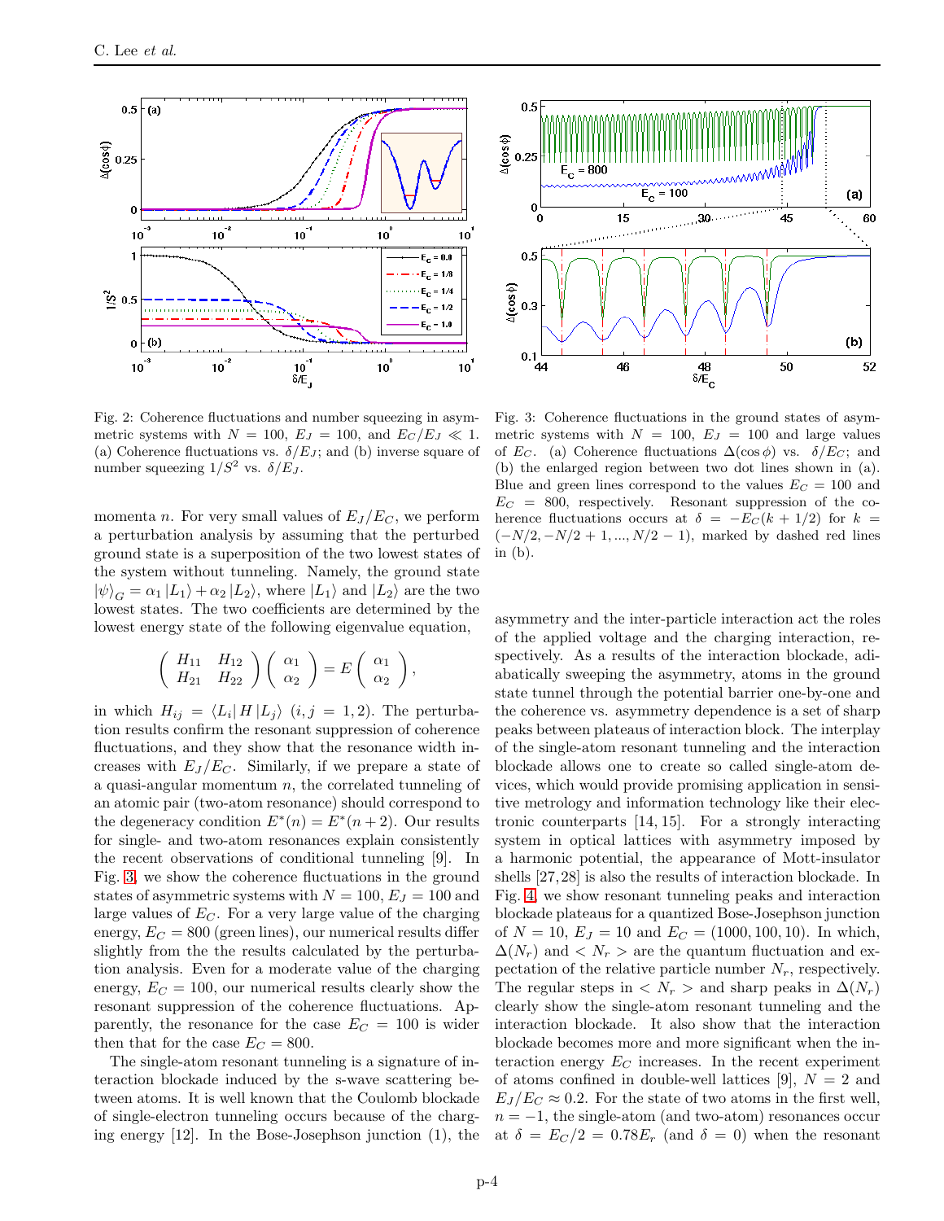Fig. 2: Coherence fluctuations and number squeezing in asymmetric systems with $N = 100$, $E_J = 100$, and $E_C/E_J \ll 1$. (a) Coherence fluctuations vs. $\delta/E_J$; and (b) inverse square of number squeezing $1/S^2$ vs. $\delta/E_J$.

Fig. 3: Coherence fluctuations in the ground states of asymmetric systems with $N = 100$, $E_J = 100$ and large values of $E_C$. (a) Coherence fluctuations $\Delta(\cos\phi)$ vs. $\delta/E_C$; and (b) the enlarged region between two dot lines shown in (a). Blue and green lines correspond to the values $E_C = 100$ and $E_C = 800$, respectively. Resonant suppression of the coherence fluctuations occurs at $\delta = -E_C(k + 1/2)$ for $k = (-N/2, -N/2 + 1, ..., N/2 - 1)$, marked by dashed red lines in (b).

momenta $n$. For very small values of $E_J/E_C$, we perform a perturbation analysis by assuming that the perturbed ground state is a superposition of the two lowest states of the system without tunneling. Namely, the ground state $|\psi\rangle_G = \alpha_1 |L_1\rangle + \alpha_2 |L_2\rangle$, where $|L_1\rangle$ and $|L_2\rangle$ are the two lowest states. The two coefficients are determined by the lowest energy state of the following eigenvalue equation,

$$\begin{pmatrix} H_{11} & H_{12} \\ H_{21} & H_{22} \end{pmatrix} \begin{pmatrix} \alpha_1 \\ \alpha_2 \end{pmatrix} = E \begin{pmatrix} \alpha_1 \\ \alpha_2 \end{pmatrix},$$

in which $H_{ij} = \langle L_i | H | L_j \rangle$ $(i, j = 1, 2)$. The perturbation results confirm the resonant suppression of coherence fluctuations, and they show that the resonance width increases with $E_J/E_C$. Similarly, if we prepare a state of a quasi-angular momentum $n$, the correlated tunneling of an atomic pair (two-atom resonance) should correspond to the degeneracy condition $E^*(n) = E^*(n + 2)$. Our results for single- and two-atom resonances explain consistently the recent observations of conditional tunneling [9]. In Fig. 3, we show the coherence fluctuations in the ground states of asymmetric systems with $N = 100$, $E_J = 100$ and large values of $E_C$. For a very large value of the charging energy, $E_C = 800$ (green lines), our numerical results differ slightly from the the results calculated by the perturbation analysis. Even for a moderate value of the charging energy, $E_C = 100$, our numerical results clearly show the resonant suppression of the coherence fluctuations. Apparently, the resonance for the case $E_C = 100$ is wider then that for the case $E_C = 800$.

The single-atom resonant tunneling is a signature of interaction blockade induced by the s-wave scattering between atoms. It is well known that the Coulomb blockade of single-electron tunneling occurs because of the charging energy [12]. In the Bose-Josephson junction (1), the asymmetry and the inter-particle interaction act the roles of the applied voltage and the charging interaction, respectively. As a results of the interaction blockade, adiabatically sweeping the asymmetry, atoms in the ground state tunnel through the potential barrier one-by-one and the coherence vs. asymmetry dependence is a set of sharp peaks between plateaus of interaction block. The interplay of the single-atom resonant tunneling and the interaction blockade allows one to create so called single-atom devices, which would provide promising application in sensitive metrology and information technology like their electronic counterparts [14, 15]. For a strongly interacting system in optical lattices with asymmetry imposed by a harmonic potential, the appearance of Mott-insulator shells [27, 28] is also the results of interaction blockade. In Fig. 4, we show resonant tunneling peaks and interaction blockade plateaus for a quantized Bose-Josephson junction of $N = 10$, $E_J = 10$ and $E_C = (1000, 100, 10)$. In which, $\Delta(N_r)$ and $< N_r >$ are the quantum fluctuation and expectation of the relative particle number $N_r$, respectively. The regular steps in $< N_r >$ and sharp peaks in $\Delta(N_r)$ clearly show the single-atom resonant tunneling and the interaction blockade. It also show that the interaction blockade becomes more and more significant when the interaction energy $E_C$ increases. In the recent experiment of atoms confined in double-well lattices [9], $N = 2$ and $E_J/E_C \approx 0.2$. For the state of two atoms in the first well, $n = -1$, the single-atom (and two-atom) resonances occur at $\delta = E_C/2 = 0.78E_r$ (and $\delta = 0$) when the resonant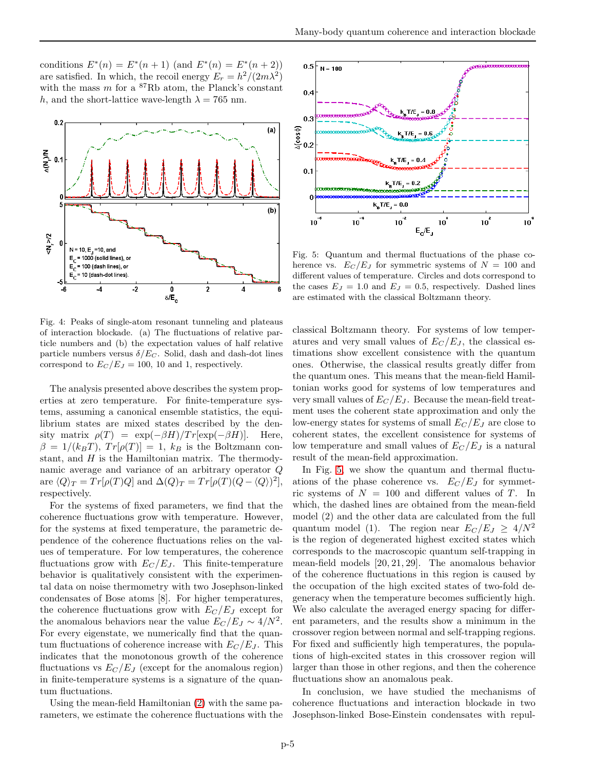conditions $E^*(n) = E^*(n+1)$ (and $E^*(n) = E^*(n+2)$) are satisfied. In which, the recoil energy $E_r = h^2/(2m\lambda^2)$ with the mass $m$ for a $^{87}$Rb atom, the Planck's constant $h$, and the short-lattice wave-length $\lambda = 765$ nm.

Fig. 4: Peaks of single-atom resonant tunneling and plateaus of interaction blockade. (a) The fluctuations of relative particle numbers and (b) the expectation values of half relative particle numbers versus $\delta/E_C$. Solid, dash and dash-dot lines correspond to $E_C/E_J = 100$, 10 and 1, respectively.

The analysis presented above describes the system properties at zero temperature. For finite-temperature systems, assuming a canonical ensemble statistics, the equilibrium states are mixed states described by the density matrix $\rho(T) = \exp(-\beta H)/Tr[\exp(-\beta H)]$. Here, $\beta = 1/(k_B T)$, $Tr[\rho(T)] = 1$, $k_B$ is the Boltzmann constant, and $H$ is the Hamiltonian matrix. The thermodynamic average and variance of an arbitrary operator $Q$ are $\langle Q\rangle_T = Tr[\rho(T)Q]$ and $\Delta(Q)_T = Tr[\rho(T)(Q - \langle Q\rangle)^2]$, respectively.

For the systems of fixed parameters, we find that the coherence fluctuations grow with temperature. However, for the systems at fixed temperature, the parametric dependence of the coherence fluctuations relies on the values of temperature. For low temperatures, the coherence fluctuations grow with $E_C/E_J$. This finite-temperature behavior is qualitatively consistent with the experimental data on noise thermometry with two Josephson-linked condensates of Bose atoms [8]. For higher temperatures, the coherence fluctuations grow with $E_C/E_J$ except for the anomalous behaviors near the value $E_C/E_J \sim 4/N^2$. For every eigenstate, we numerically find that the quantum fluctuations of coherence increase with $E_C/E_J$. This indicates that the monotonous growth of the coherence fluctuations vs $E_C/E_J$ (except for the anomalous region) in finite-temperature systems is a signature of the quantum fluctuations.

Using the mean-field Hamiltonian (2) with the same parameters, we estimate the coherence fluctuations with the classical Boltzmann theory. For systems of low temperatures and very small values of $E_C/E_J$, the classical estimations show excellent consistence with the quantum ones. Otherwise, the classical results greatly differ from the quantum ones. This means that the mean-field Hamiltonian works good for systems of low temperatures and very small values of $E_C/E_J$. Because the mean-field treatment uses the coherent state approximation and only the low-energy states for systems of small $E_C/E_J$ are close to coherent states, the excellent consistence for systems of low temperature and small values of $E_C/E_J$ is a natural result of the mean-field approximation.

Fig. 5: Quantum and thermal fluctuations of the phase coherence vs. $E_C/E_J$ for symmetric systems of $N = 100$ and different values of temperature. Circles and dots correspond to the cases $E_J = 1.0$ and $E_J = 0.5$, respectively. Dashed lines are estimated with the classical Boltzmann theory.

In Fig. 5, we show the quantum and thermal fluctuations of the phase coherence vs. $E_C/E_J$ for symmetric systems of $N = 100$ and different values of $T$. In which, the dashed lines are obtained from the mean-field model (2) and the other data are calculated from the full quantum model (1). The region near $E_C/E_J \geq 4/N^2$ is the region of degenerated highest excited states which corresponds to the macroscopic quantum self-trapping in mean-field models [20, 21, 29]. The anomalous behavior of the coherence fluctuations in this region is caused by the occupation of the high excited states of two-fold degeneracy when the temperature becomes sufficiently high. We also calculate the averaged energy spacing for different parameters, and the results show a minimum in the crossover region between normal and self-trapping regions. For fixed and sufficiently high temperatures, the populations of high-excited states in this crossover region will larger than those in other regions, and then the coherence fluctuations show an anomalous peak.

In conclusion, we have studied the mechanisms of coherence fluctuations and interaction blockade in two Josephson-linked Bose-Einstein condensates with repul-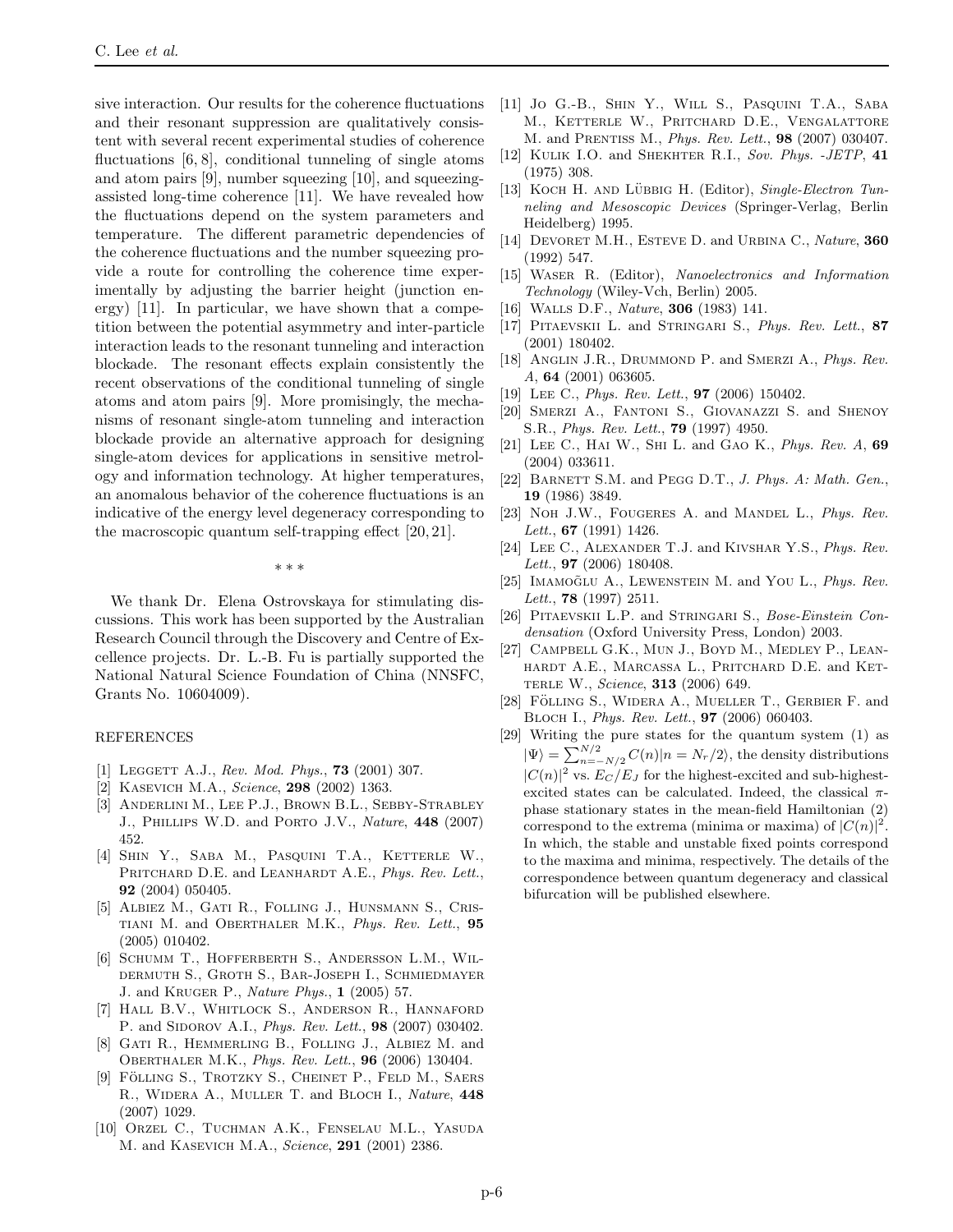sive interaction. Our results for the coherence fluctuations and their resonant suppression are qualitatively consistent with several recent experimental studies of coherence fluctuations [6, 8], conditional tunneling of single atoms and atom pairs [9], number squeezing [10], and squeezing-assisted long-time coherence [11]. We have revealed how the fluctuations depend on the system parameters and temperature. The different parametric dependencies of the coherence fluctuations and the number squeezing provide a route for controlling the coherence time experimentally by adjusting the barrier height (junction energy) [11]. In particular, we have shown that a competition between the potential asymmetry and inter-particle interaction leads to the resonant tunneling and interaction blockade. The resonant effects explain consistently the recent observations of the conditional tunneling of single atoms and atom pairs [9]. More promisingly, the mechanisms of resonant single-atom tunneling and interaction blockade provide an alternative approach for designing single-atom devices for applications in sensitive metrology and information technology. At higher temperatures, an anomalous behavior of the coherence fluctuations is an indicative of the energy level degeneracy corresponding to the macroscopic quantum self-trapping effect [20, 21].

\* \* \*

We thank Dr. Elena Ostrovskaya for stimulating discussions. This work has been supported by the Australian Research Council through the Discovery and Centre of Excellence projects. Dr. L.-B. Fu is partially supported the National Natural Science Foundation of China (NNSFC, Grants No. 10604009).

## REFERENCES

[1] Leggett A.J., *Rev. Mod. Phys.*, **73** (2001) 307.

[2] Kasevich M.A., *Science*, **298** (2002) 1363.

[3] Anderlini M., Lee P.J., Brown B.L., Sebby-Strabley J., Phillips W.D. and Porto J.V., *Nature*, **448** (2007) 452.

[4] Shin Y., Saba M., Pasquini T.A., Ketterle W., Pritchard D.E. and Leanhardt A.E., *Phys. Rev. Lett.*, **92** (2004) 050405.

[5] Albiez M., Gati R., Folling J., Hunsmann S., Cristiani M. and Oberthaler M.K., *Phys. Rev. Lett.*, **95** (2005) 010402.

[6] Schumm T., Hofferberth S., Andersson L.M., Wildermuth S., Groth S., Bar-Joseph I., Schmiedmayer J. and Kruger P., *Nature Phys.*, **1** (2005) 57.

[7] Hall B.V., Whitlock S., Anderson R., Hannaford P. and Sidorov A.I., *Phys. Rev. Lett.*, **98** (2007) 030402.

[8] Gati R., Hemmerling B., Folling J., Albiez M. and Oberthaler M.K., *Phys. Rev. Lett.*, **96** (2006) 130404.

[9] Fölling S., Trotzky S., Cheinet P., Feld M., Saers R., Widera A., Muller T. and Bloch I., *Nature*, **448** (2007) 1029.

[10] Orzel C., Tuchman A.K., Fenselau M.L., Yasuda M. and Kasevich M.A., *Science*, **291** (2001) 2386.

[11] Jo G.-B., Shin Y., Will S., Pasquini T.A., Saba M., Ketterle W., Pritchard D.E., Vengalattore M. and Prentiss M., *Phys. Rev. Lett.*, **98** (2007) 030407.

[12] Kulik I.O. and Shekhter R.I., *Sov. Phys. -JETP*, **41** (1975) 308.

[13] Koch H. and Lübbig H. (Editor), *Single-Electron Tunneling and Mesoscopic Devices* (Springer-Verlag, Berlin Heidelberg) 1995.

[14] Devoret M.H., Esteve D. and Urbina C., *Nature*, **360** (1992) 547.

[15] Waser R. (Editor), *Nanoelectronics and Information Technology* (Wiley-Vch, Berlin) 2005.

[16] Walls D.F., *Nature*, **306** (1983) 141.

[17] Pitaevskii L. and Stringari S., *Phys. Rev. Lett.*, **87** (2001) 180402.

[18] Anglin J.R., Drummond P. and Smerzi A., *Phys. Rev. A*, **64** (2001) 063605.

[19] Lee C., *Phys. Rev. Lett.*, **97** (2006) 150402.

[20] Smerzi A., Fantoni S., Giovanazzi S. and Shenoy S.R., *Phys. Rev. Lett.*, **79** (1997) 4950.

[21] Lee C., Hai W., Shi L. and Gao K., *Phys. Rev. A*, **69** (2004) 033611.

[22] Barnett S.M. and Pegg D.T., *J. Phys. A: Math. Gen.*, **19** (1986) 3849.

[23] Noh J.W., Fougeres A. and Mandel L., *Phys. Rev. Lett.*, **67** (1991) 1426.

[24] Lee C., Alexander T.J. and Kivshar Y.S., *Phys. Rev. Lett.*, **97** (2006) 180408.

[25] Imamoḡlu A., Lewenstein M. and You L., *Phys. Rev. Lett.*, **78** (1997) 2511.

[26] Pitaevskii L.P. and Stringari S., *Bose-Einstein Condensation* (Oxford University Press, London) 2003.

[27] Campbell G.K., Mun J., Boyd M., Medley P., Leanhardt A.E., Marcassa L., Pritchard D.E. and Ketterle W., *Science*, **313** (2006) 649.

[28] Fölling S., Widera A., Mueller T., Gerbier F. and Bloch I., *Phys. Rev. Lett.*, **97** (2006) 060403.

[29] Writing the pure states for the quantum system (1) as $|\Psi\rangle = \sum_{n=-N/2}^{N/2} C(n)|n = N_r/2\rangle$, the density distributions $|C(n)|^2$ vs. $E_C/E_J$ for the highest-excited and sub-highest-excited states can be calculated. Indeed, the classical $\pi$-phase stationary states in the mean-field Hamiltonian (2) correspond to the extrema (minima or maxima) of $|C(n)|^2$. In which, the stable and unstable fixed points correspond to the maxima and minima, respectively. The details of the correspondence between quantum degeneracy and classical bifurcation will be published elsewhere.